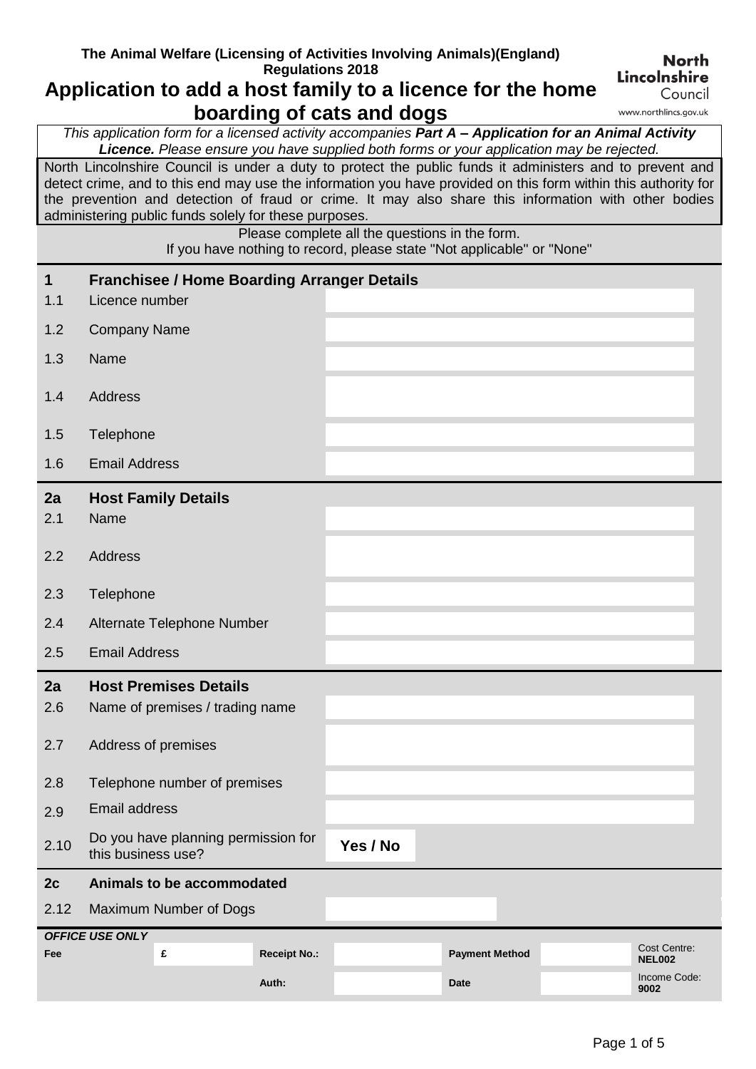The Animal Welfare (Licensing of Activities Involving Animals)(England) Regulations 2018

North Lincolnshire Council
www.northlincs.gov.uk

# Application to add a host family to a licence for the home boarding of cats and dogs

*This application form for a licensed activity accompanies **Part A – Application for an Animal Activity Licence.** Please ensure you have supplied both forms or your application may be rejected.*

North Lincolnshire Council is under a duty to protect the public funds it administers and to prevent and detect crime, and to this end may use the information you have provided on this form within this authority for the prevention and detection of fraud or crime. It may also share this information with other bodies administering public funds solely for these purposes.

Please complete all the questions in the form.
If you have nothing to record, please state "Not applicable" or "None"

## 1 Franchisee / Home Boarding Arranger Details

| | | |
|---|---|---|
| 1.1 | Licence number | |
| 1.2 | Company Name | |
| 1.3 | Name | |
| 1.4 | Address | |
| 1.5 | Telephone | |
| 1.6 | Email Address | |

## 2a Host Family Details

| | | |
|---|---|---|
| 2.1 | Name | |
| 2.2 | Address | |
| 2.3 | Telephone | |
| 2.4 | Alternate Telephone Number | |
| 2.5 | Email Address | |

## 2a Host Premises Details

| | | |
|---|---|---|
| 2.6 | Name of premises / trading name | |
| 2.7 | Address of premises | |
| 2.8 | Telephone number of premises | |
| 2.9 | Email address | |
| 2.10 | Do you have planning permission for this business use? | Yes / No |

## 2c Animals to be accommodated

| | | |
|---|---|---|
| 2.12 | Maximum Number of Dogs | |

**OFFICE USE ONLY**

| | | | | | | |
|---|---|---|---|---|---|---|
| **Fee** | **£** | **Receipt No.:** | | **Payment Method** | | Cost Centre: **NEL002** |
| | | **Auth:** | | **Date** | | Income Code: **9002** |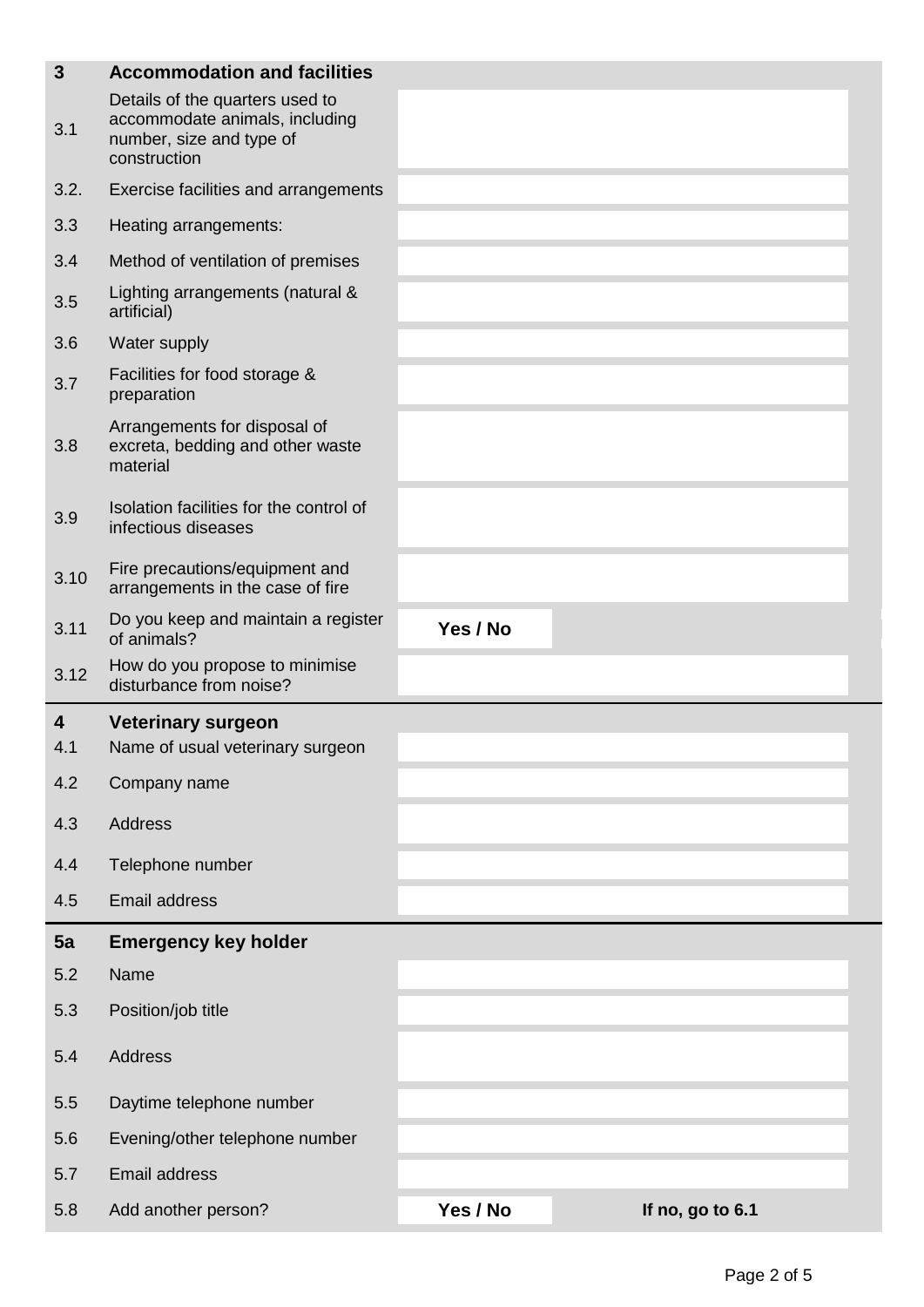| 3 | **Accommodation and facilities** | | |
|---|---|---|---|
| 3.1 | Details of the quarters used to accommodate animals, including number, size and type of construction | | |
| 3.2. | Exercise facilities and arrangements | | |
| 3.3 | Heating arrangements: | | |
| 3.4 | Method of ventilation of premises | | |
| 3.5 | Lighting arrangements (natural & artificial) | | |
| 3.6 | Water supply | | |
| 3.7 | Facilities for food storage & preparation | | |
| 3.8 | Arrangements for disposal of excreta, bedding and other waste material | | |
| 3.9 | Isolation facilities for the control of infectious diseases | | |
| 3.10 | Fire precautions/equipment and arrangements in the case of fire | | |
| 3.11 | Do you keep and maintain a register of animals? | **Yes / No** | |
| 3.12 | How do you propose to minimise disturbance from noise? | | |

| 4 | **Veterinary surgeon** | |
|---|---|---|
| 4.1 | Name of usual veterinary surgeon | |
| 4.2 | Company name | |
| 4.3 | Address | |
| 4.4 | Telephone number | |
| 4.5 | Email address | |

| 5a | **Emergency key holder** | | |
|---|---|---|---|
| 5.2 | Name | | |
| 5.3 | Position/job title | | |
| 5.4 | Address | | |
| 5.5 | Daytime telephone number | | |
| 5.6 | Evening/other telephone number | | |
| 5.7 | Email address | | |
| 5.8 | Add another person? | **Yes / No** | **If no, go to 6.1** |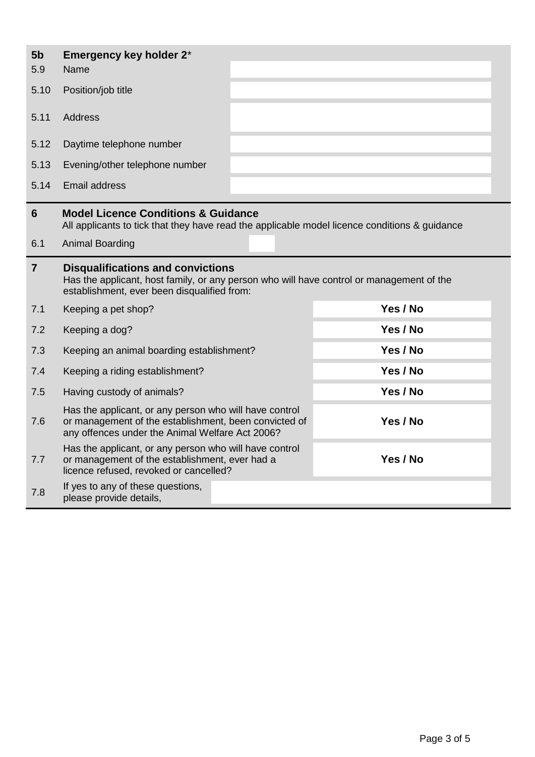## 5b Emergency key holder 2*

| | | |
|---|---|---|
| 5.9 | Name | |
| 5.10 | Position/job title | |
| 5.11 | Address | |
| 5.12 | Daytime telephone number | |
| 5.13 | Evening/other telephone number | |
| 5.14 | Email address | |

## 6 Model Licence Conditions & Guidance

All applicants to tick that they have read the applicable model licence conditions & guidance

| | | |
|---|---|---|
| 6.1 | Animal Boarding | |

## 7 Disqualifications and convictions

Has the applicant, host family, or any person who will have control or management of the establishment, ever been disqualified from:

| | | |
|---|---|---|
| 7.1 | Keeping a pet shop? | **Yes / No** |
| 7.2 | Keeping a dog? | **Yes / No** |
| 7.3 | Keeping an animal boarding establishment? | **Yes / No** |
| 7.4 | Keeping a riding establishment? | **Yes / No** |
| 7.5 | Having custody of animals? | **Yes / No** |
| 7.6 | Has the applicant, or any person who will have control or management of the establishment, been convicted of any offences under the Animal Welfare Act 2006? | **Yes / No** |
| 7.7 | Has the applicant, or any person who will have control or management of the establishment, ever had a licence refused, revoked or cancelled? | **Yes / No** |
| 7.8 | If yes to any of these questions, please provide details, | |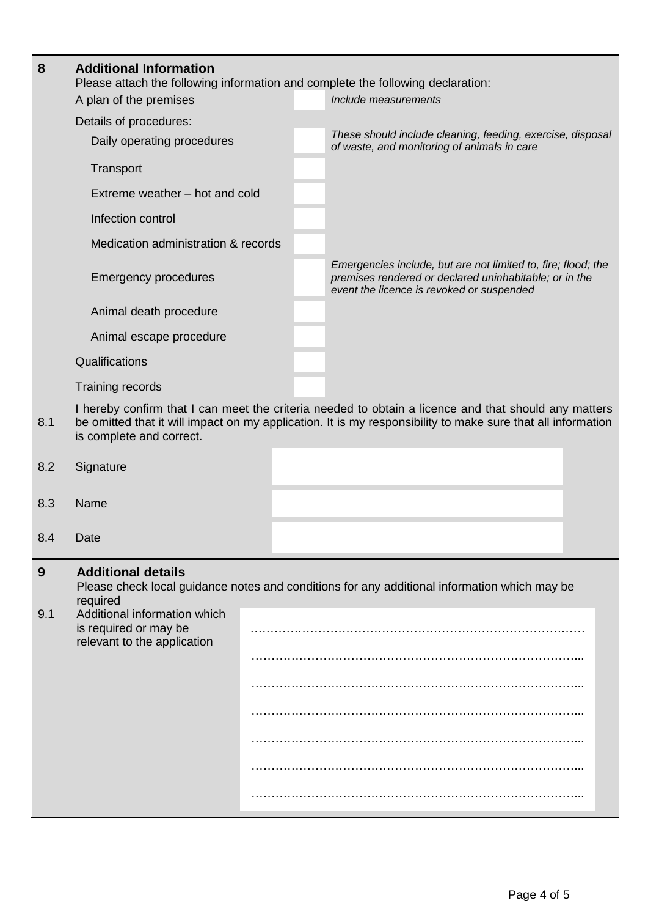## 8 Additional Information

Please attach the following information and complete the following declaration:

| Item | | Notes |
|---|---|---|
| A plan of the premises | | *Include measurements* |
| Details of procedures: | | |
| Daily operating procedures | | *These should include cleaning, feeding, exercise, disposal of waste, and monitoring of animals in care* |
| Transport | | |
| Extreme weather – hot and cold | | |
| Infection control | | |
| Medication administration & records | | |
| Emergency procedures | | *Emergencies include, but are not limited to, fire; flood; the premises rendered or declared uninhabitable; or in the event the licence is revoked or suspended* |
| Animal death procedure | | |
| Animal escape procedure | | |
| Qualifications | | |
| Training records | | |

8.1 I hereby confirm that I can meet the criteria needed to obtain a licence and that should any matters be omitted that it will impact on my application. It is my responsibility to make sure that all information is complete and correct.

| | | |
|---|---|---|
| 8.2 | Signature | |
| 8.3 | Name | |
| 8.4 | Date | |

## 9 Additional details

Please check local guidance notes and conditions for any additional information which may be required

9.1 Additional information which is required or may be relevant to the application

…………………………………………………………………………

…………………………………………………………………………

…………………………………………………………………………

…………………………………………………………………………

…………………………………………………………………………

…………………………………………………………………………

…………………………………………………………………………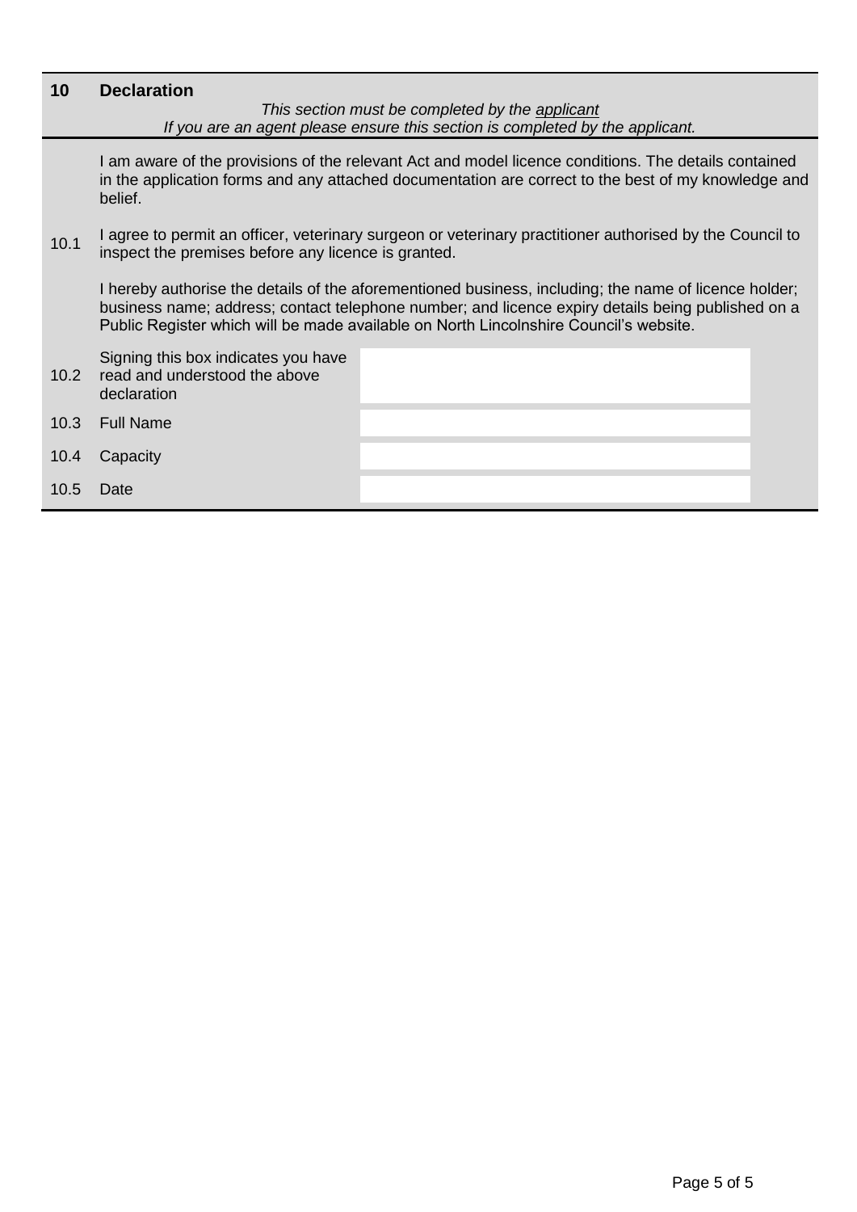## 10 Declaration

*This section must be completed by the applicant*
*If you are an agent please ensure this section is completed by the applicant.*

10.1

I am aware of the provisions of the relevant Act and model licence conditions. The details contained in the application forms and any attached documentation are correct to the best of my knowledge and belief.

I agree to permit an officer, veterinary surgeon or veterinary practitioner authorised by the Council to inspect the premises before any licence is granted.

I hereby authorise the details of the aforementioned business, including; the name of licence holder; business name; address; contact telephone number; and licence expiry details being published on a Public Register which will be made available on North Lincolnshire Council's website.

| | | |
|---|---|---|
| 10.2 | Signing this box indicates you have read and understood the above declaration | |
| 10.3 | Full Name | |
| 10.4 | Capacity | |
| 10.5 | Date | |